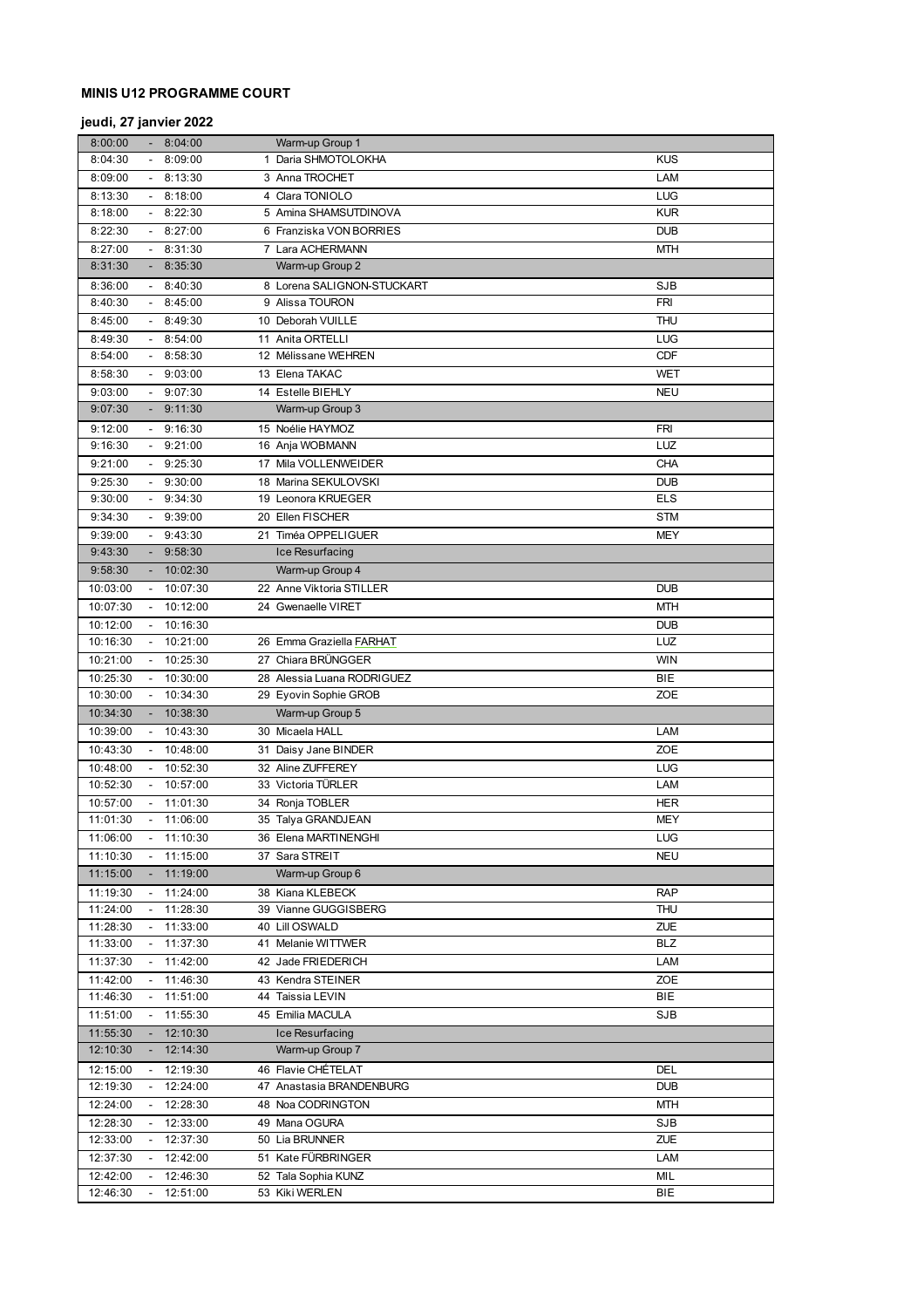**MINIS U12 PROGRAMME COURT**

**jeudi, 27 janvier 2022**

| Time | | | | |
|---|---|---|---|---|
| 8:00:00 | - 8:04:00 | | Warm-up Group 1 | |
| 8:04:30 | - 8:09:00 | 1 | Daria SHMOTOLOKHA | KUS |
| 8:09:00 | - 8:13:30 | 3 | Anna TROCHET | LAM |
| 8:13:30 | - 8:18:00 | 4 | Clara TONIOLO | LUG |
| 8:18:00 | - 8:22:30 | 5 | Amina SHAMSUTDINOVA | KUR |
| 8:22:30 | - 8:27:00 | 6 | Franziska VON BORRIES | DUB |
| 8:27:00 | - 8:31:30 | 7 | Lara ACHERMANN | MTH |
| 8:31:30 | - 8:35:30 | | Warm-up Group 2 | |
| 8:36:00 | - 8:40:30 | 8 | Lorena SALIGNON-STUCKART | SJB |
| 8:40:30 | - 8:45:00 | 9 | Alissa TOURON | FRI |
| 8:45:00 | - 8:49:30 | 10 | Deborah VUILLE | THU |
| 8:49:30 | - 8:54:00 | 11 | Anita ORTELLI | LUG |
| 8:54:00 | - 8:58:30 | 12 | Mélissane WEHREN | CDF |
| 8:58:30 | - 9:03:00 | 13 | Elena TAKAC | WET |
| 9:03:00 | - 9:07:30 | 14 | Estelle BIEHLY | NEU |
| 9:07:30 | - 9:11:30 | | Warm-up Group 3 | |
| 9:12:00 | - 9:16:30 | 15 | Noélie HAYMOZ | FRI |
| 9:16:30 | - 9:21:00 | 16 | Anja WOBMANN | LUZ |
| 9:21:00 | - 9:25:30 | 17 | Mila VOLLENWEIDER | CHA |
| 9:25:30 | - 9:30:00 | 18 | Marina SEKULOVSKI | DUB |
| 9:30:00 | - 9:34:30 | 19 | Leonora KRUEGER | ELS |
| 9:34:30 | - 9:39:00 | 20 | Ellen FISCHER | STM |
| 9:39:00 | - 9:43:30 | 21 | Timéa OPPELIGUER | MEY |
| 9:43:30 | - 9:58:30 | | Ice Resurfacing | |
| 9:58:30 | - 10:02:30 | | Warm-up Group 4 | |
| 10:03:00 | - 10:07:30 | 22 | Anne Viktoria STILLER | DUB |
| 10:07:30 | - 10:12:00 | 24 | Gwenaelle VIRET | MTH |
| 10:12:00 | - 10:16:30 | | | DUB |
| 10:16:30 | - 10:21:00 | 26 | Emma Graziella FARHAT | LUZ |
| 10:21:00 | - 10:25:30 | 27 | Chiara BRÜNGGER | WIN |
| 10:25:30 | - 10:30:00 | 28 | Alessia Luana RODRIGUEZ | BIE |
| 10:30:00 | - 10:34:30 | 29 | Eyovin Sophie GROB | ZOE |
| 10:34:30 | - 10:38:30 | | Warm-up Group 5 | |
| 10:39:00 | - 10:43:30 | 30 | Micaela HALL | LAM |
| 10:43:30 | - 10:48:00 | 31 | Daisy Jane BINDER | ZOE |
| 10:48:00 | - 10:52:30 | 32 | Aline ZUFFEREY | LUG |
| 10:52:30 | - 10:57:00 | 33 | Victoria TÜRLER | LAM |
| 10:57:00 | - 11:01:30 | 34 | Ronja TOBLER | HER |
| 11:01:30 | - 11:06:00 | 35 | Talya GRANDJEAN | MEY |
| 11:06:00 | - 11:10:30 | 36 | Elena MARTINENGHI | LUG |
| 11:10:30 | - 11:15:00 | 37 | Sara STREIT | NEU |
| 11:15:00 | - 11:19:00 | | Warm-up Group 6 | |
| 11:19:30 | - 11:24:00 | 38 | Kiana KLEBECK | RAP |
| 11:24:00 | - 11:28:30 | 39 | Vianne GUGGISBERG | THU |
| 11:28:30 | - 11:33:00 | 40 | Lill OSWALD | ZUE |
| 11:33:00 | - 11:37:30 | 41 | Melanie WITTWER | BLZ |
| 11:37:30 | - 11:42:00 | 42 | Jade FRIEDERICH | LAM |
| 11:42:00 | - 11:46:30 | 43 | Kendra STEINER | ZOE |
| 11:46:30 | - 11:51:00 | 44 | Taissia LEVIN | BIE |
| 11:51:00 | - 11:55:30 | 45 | Emilia MACULA | SJB |
| 11:55:30 | - 12:10:30 | | Ice Resurfacing | |
| 12:10:30 | - 12:14:30 | | Warm-up Group 7 | |
| 12:15:00 | - 12:19:30 | 46 | Flavie CHÉTELAT | DEL |
| 12:19:30 | - 12:24:00 | 47 | Anastasia BRANDENBURG | DUB |
| 12:24:00 | - 12:28:30 | 48 | Noa CODRINGTON | MTH |
| 12:28:30 | - 12:33:00 | 49 | Mana OGURA | SJB |
| 12:33:00 | - 12:37:30 | 50 | Lia BRUNNER | ZUE |
| 12:37:30 | - 12:42:00 | 51 | Kate FÜRBRINGER | LAM |
| 12:42:00 | - 12:46:30 | 52 | Tala Sophia KUNZ | MIL |
| 12:46:30 | - 12:51:00 | 53 | Kiki WERLEN | BIE |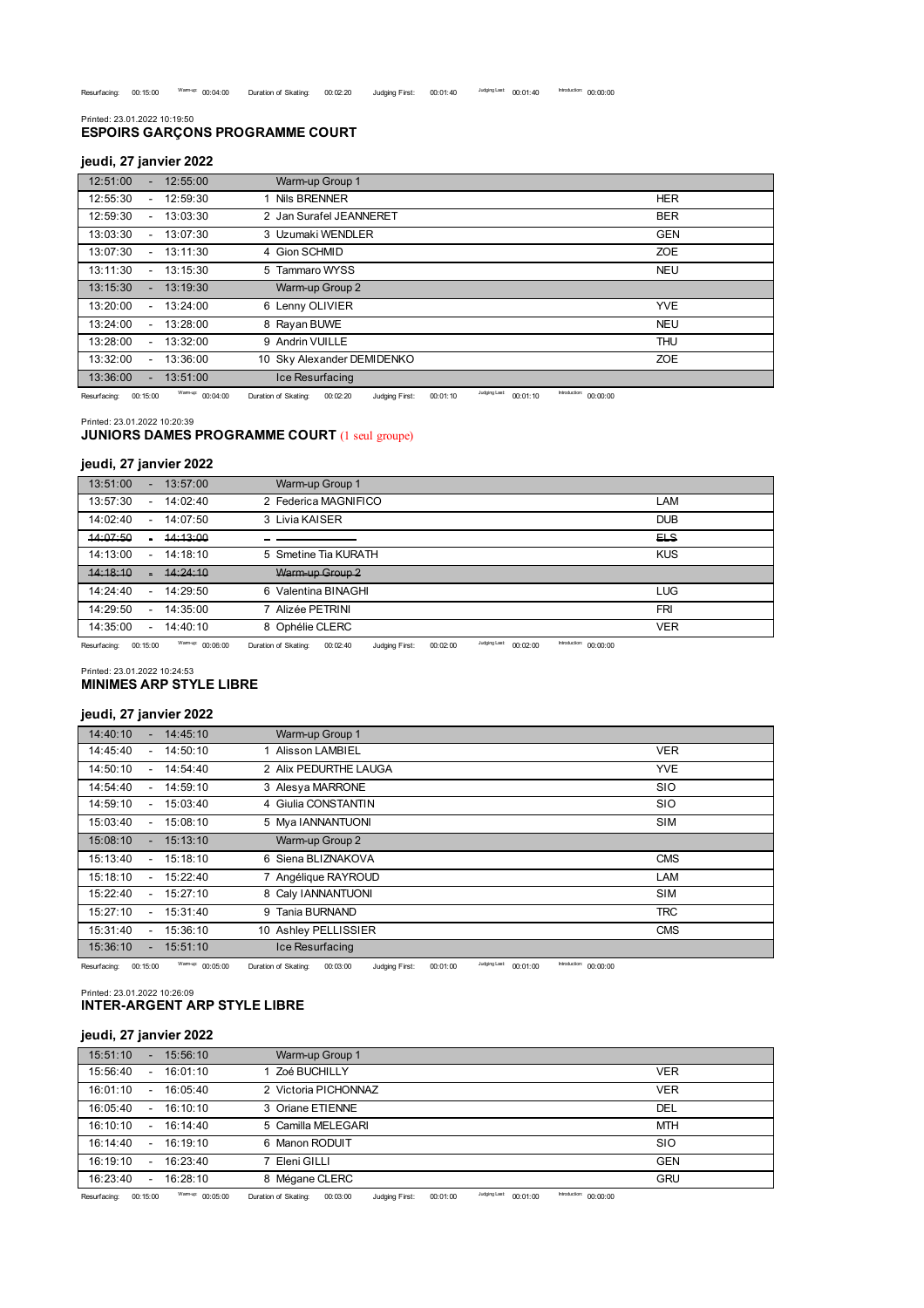Resurfacing: 00:15:00 Warm-up: 00:04:00 Duration of Skating: 00:02:20 Judging First: 00:01:40 Judging Last: 00:01:40 Introduction: 00:00:00

Printed: 23.01.2022 10:19:50

## ESPOIRS GARÇONS PROGRAMME COURT

### jeudi, 27 janvier 2022

| Start | | End | Skater | Club |
|---|---|---|---|---|
| 12:51:00 | - | 12:55:00 | Warm-up Group 1 | |
| 12:55:30 | - | 12:59:30 | 1 Nils BRENNER | HER |
| 12:59:30 | - | 13:03:30 | 2 Jan Surafel JEANNERET | BER |
| 13:03:30 | - | 13:07:30 | 3 Uzumaki WENDLER | GEN |
| 13:07:30 | - | 13:11:30 | 4 Gion SCHMID | ZOE |
| 13:11:30 | - | 13:15:30 | 5 Tammaro WYSS | NEU |
| 13:15:30 | - | 13:19:30 | Warm-up Group 2 | |
| 13:20:00 | - | 13:24:00 | 6 Lenny OLIVIER | YVE |
| 13:24:00 | - | 13:28:00 | 8 Rayan BUWE | NEU |
| 13:28:00 | - | 13:32:00 | 9 Andrin VUILLE | THU |
| 13:32:00 | - | 13:36:00 | 10 Sky Alexander DEMIDENKO | ZOE |
| 13:36:00 | - | 13:51:00 | Ice Resurfacing | |

Resurfacing: 00:15:00 Warm-up: 00:04:00 Duration of Skating: 00:02:20 Judging First: 00:01:10 Judging Last: 00:01:10 Introduction: 00:00:00

Printed: 23.01.2022 10:20:39

## JUNIORS DAMES PROGRAMME COURT (1 seul groupe)

### jeudi, 27 janvier 2022

| Start | | End | Skater | Club |
|---|---|---|---|---|
| 13:51:00 | - | 13:57:00 | Warm-up Group 1 | |
| 13:57:30 | - | 14:02:40 | 2 Federica MAGNIFICO | LAM |
| 14:02:40 | - | 14:07:50 | 3 Livia KAISER | DUB |
| ~~14:07:50~~ | - | ~~14:13:00~~ | — | ~~ELS~~ |
| 14:13:00 | - | 14:18:10 | 5 Smetine Tia KURATH | KUS |
| ~~14:18:10~~ | - | ~~14:24:10~~ | ~~Warm-up Group 2~~ | |
| 14:24:40 | - | 14:29:50 | 6 Valentina BINAGHI | LUG |
| 14:29:50 | - | 14:35:00 | 7 Alizée PETRINI | FRI |
| 14:35:00 | - | 14:40:10 | 8 Ophélie CLERC | VER |

Resurfacing: 00:15:00 Warm-up: 00:06:00 Duration of Skating: 00:02:40 Judging First: 00:02:00 Judging Last: 00:02:00 Introduction: 00:00:00

Printed: 23.01.2022 10:24:53

## MINIMES ARP STYLE LIBRE

### jeudi, 27 janvier 2022

| Start | | End | Skater | Club |
|---|---|---|---|---|
| 14:40:10 | - | 14:45:10 | Warm-up Group 1 | |
| 14:45:40 | - | 14:50:10 | 1 Alisson LAMBIEL | VER |
| 14:50:10 | - | 14:54:40 | 2 Alix PEDURTHE LAUGA | YVE |
| 14:54:40 | - | 14:59:10 | 3 Alesya MARRONE | SIO |
| 14:59:10 | - | 15:03:40 | 4 Giulia CONSTANTIN | SIO |
| 15:03:40 | - | 15:08:10 | 5 Mya IANNANTUONI | SIM |
| 15:08:10 | - | 15:13:10 | Warm-up Group 2 | |
| 15:13:40 | - | 15:18:10 | 6 Siena BLIZNAKOVA | CMS |
| 15:18:10 | - | 15:22:40 | 7 Angélique RAYROUD | LAM |
| 15:22:40 | - | 15:27:10 | 8 Caly IANNANTUONI | SIM |
| 15:27:10 | - | 15:31:40 | 9 Tania BURNAND | TRC |
| 15:31:40 | - | 15:36:10 | 10 Ashley PELLISSIER | CMS |
| 15:36:10 | - | 15:51:10 | Ice Resurfacing | |

Resurfacing: 00:15:00 Warm-up: 00:05:00 Duration of Skating: 00:03:00 Judging First: 00:01:00 Judging Last: 00:01:00 Introduction: 00:00:00

Printed: 23.01.2022 10:26:09

## INTER-ARGENT ARP STYLE LIBRE

### jeudi, 27 janvier 2022

| Start | | End | Skater | Club |
|---|---|---|---|---|
| 15:51:10 | - | 15:56:10 | Warm-up Group 1 | |
| 15:56:40 | - | 16:01:10 | 1 Zoé BUCHILLY | VER |
| 16:01:10 | - | 16:05:40 | 2 Victoria PICHONNAZ | VER |
| 16:05:40 | - | 16:10:10 | 3 Oriane ETIENNE | DEL |
| 16:10:10 | - | 16:14:40 | 5 Camilla MELEGARI | MTH |
| 16:14:40 | - | 16:19:10 | 6 Manon RODUIT | SIO |
| 16:19:10 | - | 16:23:40 | 7 Eleni GILLI | GEN |
| 16:23:40 | - | 16:28:10 | 8 Mégane CLERC | GRU |

Resurfacing: 00:15:00 Warm-up: 00:05:00 Duration of Skating: 00:03:00 Judging First: 00:01:00 Judging Last: 00:01:00 Introduction: 00:00:00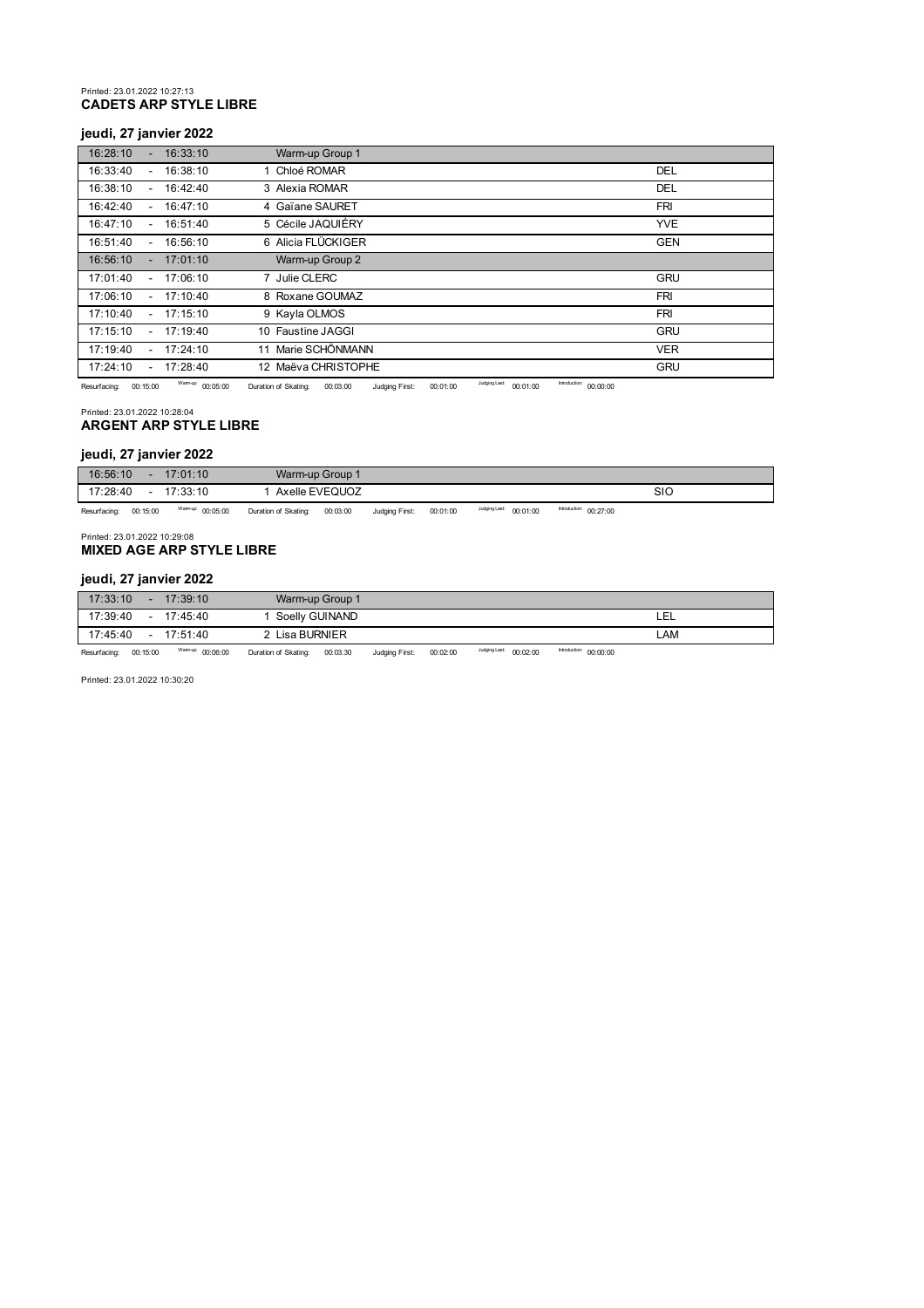Printed: 23.01.2022 10:27:13

## CADETS ARP STYLE LIBRE

### jeudi, 27 janvier 2022

| | | | | |
|---|---|---|---|---|
| 16:28:10 | - | 16:33:10 | Warm-up Group 1 | |
| 16:33:40 | - | 16:38:10 | 1 Chloé ROMAR | DEL |
| 16:38:10 | - | 16:42:40 | 3 Alexia ROMAR | DEL |
| 16:42:40 | - | 16:47:10 | 4 Gaïane SAURET | FRI |
| 16:47:10 | - | 16:51:40 | 5 Cécile JAQUIÉRY | YVE |
| 16:51:40 | - | 16:56:10 | 6 Alicia FLÜCKIGER | GEN |
| 16:56:10 | - | 17:01:10 | Warm-up Group 2 | |
| 17:01:40 | - | 17:06:10 | 7 Julie CLERC | GRU |
| 17:06:10 | - | 17:10:40 | 8 Roxane GOUMAZ | FRI |
| 17:10:40 | - | 17:15:10 | 9 Kayla OLMOS | FRI |
| 17:15:10 | - | 17:19:40 | 10 Faustine JAGGI | GRU |
| 17:19:40 | - | 17:24:10 | 11 Marie SCHÖNMANN | VER |
| 17:24:10 | - | 17:28:40 | 12 Maëva CHRISTOPHE | GRU |

Resurfacing: 00:15:00 Warm-up: 00:05:00 Duration of Skating: 00:03:00 Judging First: 00:01:00 Judging Last: 00:01:00 Introduction: 00:00:00

Printed: 23.01.2022 10:28:04

## ARGENT ARP STYLE LIBRE

### jeudi, 27 janvier 2022

| | | | | |
|---|---|---|---|---|
| 16:56:10 | - | 17:01:10 | Warm-up Group 1 | |
| 17:28:40 | - | 17:33:10 | 1 Axelle EVEQUOZ | SIO |

Resurfacing: 00:15:00 Warm-up: 00:05:00 Duration of Skating: 00:03:00 Judging First: 00:01:00 Judging Last: 00:01:00 Introduction: 00:27:00

Printed: 23.01.2022 10:29:08

## MIXED AGE ARP STYLE LIBRE

### jeudi, 27 janvier 2022

| | | | | |
|---|---|---|---|---|
| 17:33:10 | - | 17:39:10 | Warm-up Group 1 | |
| 17:39:40 | - | 17:45:40 | 1 Soelly GUINAND | LEL |
| 17:45:40 | - | 17:51:40 | 2 Lisa BURNIER | LAM |

Resurfacing: 00:15:00 Warm-up: 00:06:00 Duration of Skating: 00:03:30 Judging First: 00:02:00 Judging Last: 00:02:00 Introduction: 00:00:00

Printed: 23.01.2022 10:30:20